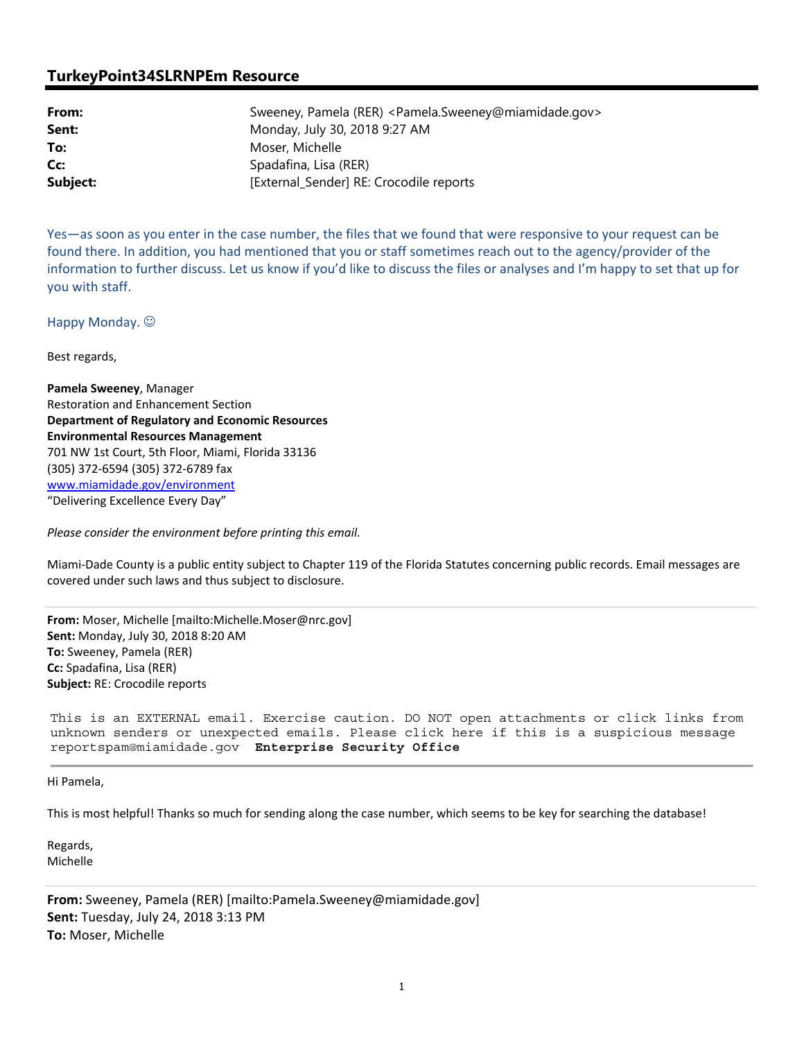## TurkeyPoint34SLRNPEm Resource

| | |
|---|---|
| **From:** | Sweeney, Pamela (RER) <Pamela.Sweeney@miamidade.gov> |
| **Sent:** | Monday, July 30, 2018 9:27 AM |
| **To:** | Moser, Michelle |
| **Cc:** | Spadafina, Lisa (RER) |
| **Subject:** | [External_Sender] RE: Crocodile reports |

Yes—as soon as you enter in the case number, the files that we found that were responsive to your request can be found there. In addition, you had mentioned that you or staff sometimes reach out to the agency/provider of the information to further discuss. Let us know if you'd like to discuss the files or analyses and I'm happy to set that up for you with staff.

Happy Monday. ☺

Best regards,

**Pamela Sweeney**, Manager
Restoration and Enhancement Section
**Department of Regulatory and Economic Resources**
**Environmental Resources Management**
701 NW 1st Court, 5th Floor, Miami, Florida 33136
(305) 372-6594 (305) 372-6789 fax
www.miamidade.gov/environment
"Delivering Excellence Every Day"

*Please consider the environment before printing this email.*

Miami-Dade County is a public entity subject to Chapter 119 of the Florida Statutes concerning public records. Email messages are covered under such laws and thus subject to disclosure.

---

**From:** Moser, Michelle [mailto:Michelle.Moser@nrc.gov]
**Sent:** Monday, July 30, 2018 8:20 AM
**To:** Sweeney, Pamela (RER)
**Cc:** Spadafina, Lisa (RER)
**Subject:** RE: Crocodile reports

This is an EXTERNAL email. Exercise caution. DO NOT open attachments or click links from unknown senders or unexpected emails. Please click here if this is a suspicious message reportspam@miamidade.gov **Enterprise Security Office**

---

Hi Pamela,

This is most helpful! Thanks so much for sending along the case number, which seems to be key for searching the database!

Regards,
Michelle

---

**From:** Sweeney, Pamela (RER) [mailto:Pamela.Sweeney@miamidade.gov]
**Sent:** Tuesday, July 24, 2018 3:13 PM
**To:** Moser, Michelle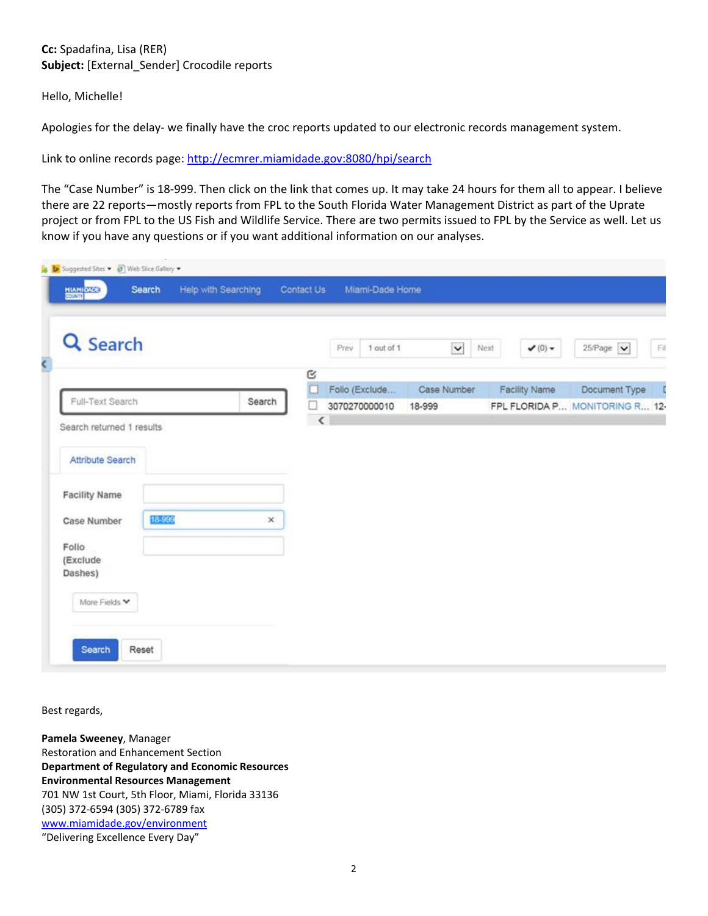**Cc:** Spadafina, Lisa (RER)
**Subject:** [External_Sender] Crocodile reports

Hello, Michelle!

Apologies for the delay- we finally have the croc reports updated to our electronic records management system.

Link to online records page: http://ecmrer.miamidade.gov:8080/hpi/search

The "Case Number" is 18-999. Then click on the link that comes up. It may take 24 hours for them all to appear. I believe there are 22 reports—mostly reports from FPL to the South Florida Water Management District as part of the Uprate project or from FPL to the US Fish and Wildlife Service. There are two permits issued to FPL by the Service as well. Let us know if you have any questions or if you want additional information on our analyses.

Search | Help with Searching | Contact Us | Miami-Dade Home

Search

Full-Text Search | Search

Search returned 1 results

Attribute Search

Facility Name

Case Number: 18-999

Folio (Exclude Dashes)

More Fields

Search | Reset

Prev | 1 out of 1 | Next | (0) | 25/Page

| Folio (Exclude... | Case Number | Facility Name | Document Type |
|---|---|---|---|
| 3070270000010 | 18-999 | FPL FLORIDA P... | MONITORING R... |

Best regards,

**Pamela Sweeney**, Manager
Restoration and Enhancement Section
**Department of Regulatory and Economic Resources**
**Environmental Resources Management**
701 NW 1st Court, 5th Floor, Miami, Florida 33136
(305) 372-6594 (305) 372-6789 fax
www.miamidade.gov/environment
"Delivering Excellence Every Day"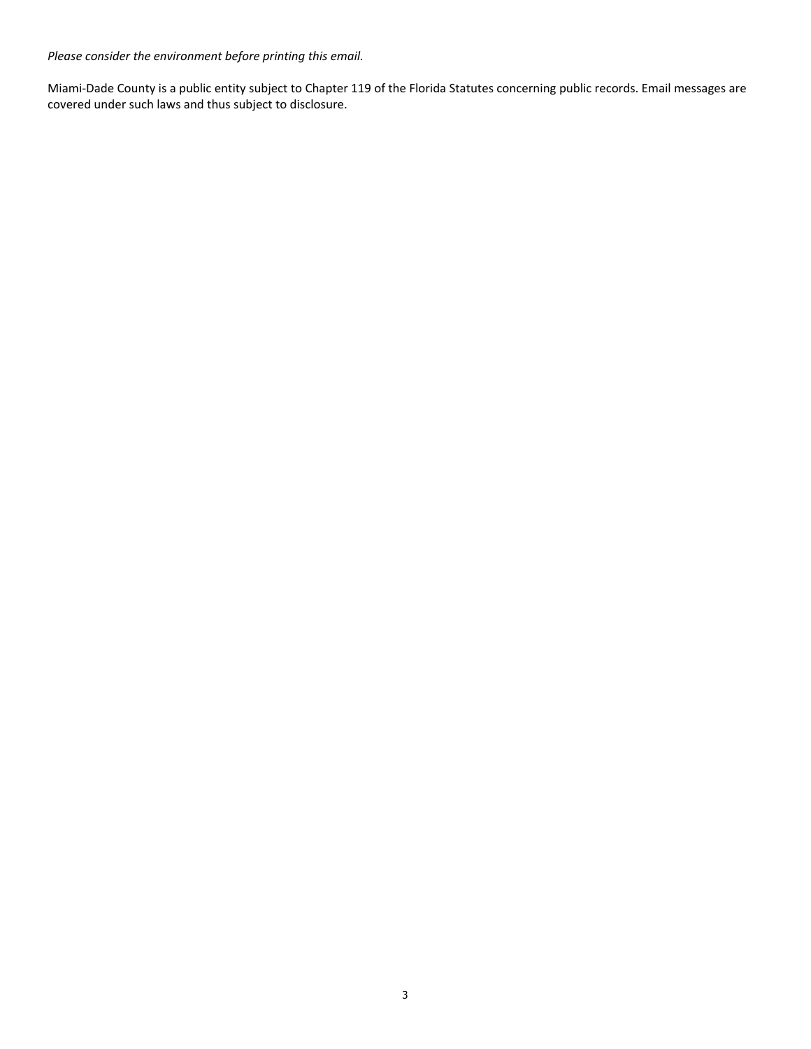*Please consider the environment before printing this email.*

Miami-Dade County is a public entity subject to Chapter 119 of the Florida Statutes concerning public records. Email messages are covered under such laws and thus subject to disclosure.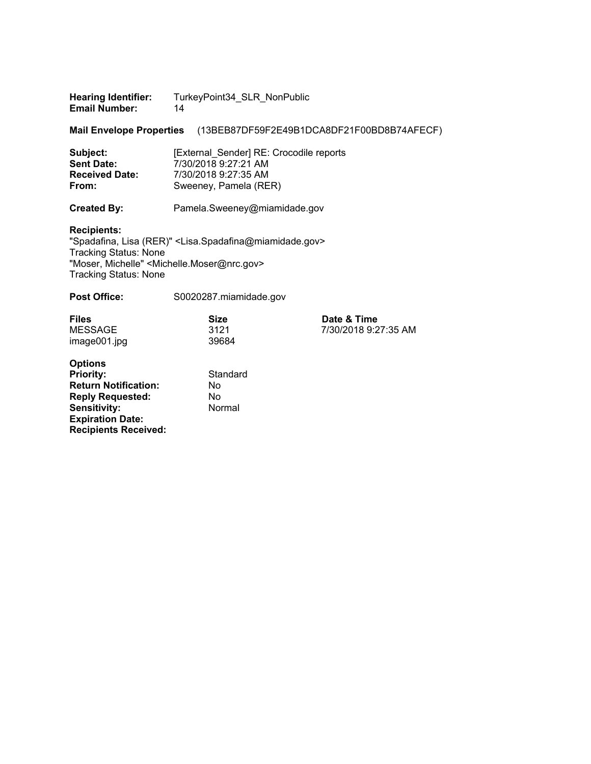**Hearing Identifier:** TurkeyPoint34_SLR_NonPublic
**Email Number:** 14

**Mail Envelope Properties** (13BEB87DF59F2E49B1DCA8DF21F00BD8B74AFECF)

**Subject:** [External_Sender] RE: Crocodile reports
**Sent Date:** 7/30/2018 9:27:21 AM
**Received Date:** 7/30/2018 9:27:35 AM
**From:** Sweeney, Pamela (RER)

**Created By:** Pamela.Sweeney@miamidade.gov

**Recipients:**
"Spadafina, Lisa (RER)" <Lisa.Spadafina@miamidade.gov>
Tracking Status: None
"Moser, Michelle" <Michelle.Moser@nrc.gov>
Tracking Status: None

**Post Office:** S0020287.miamidade.gov

| **Files** | **Size** | **Date & Time** |
|---|---|---|
| MESSAGE | 3121 | 7/30/2018 9:27:35 AM |
| image001.jpg | 39684 | |

**Options**
**Priority:** Standard
**Return Notification:** No
**Reply Requested:** No
**Sensitivity:** Normal
**Expiration Date:**
**Recipients Received:**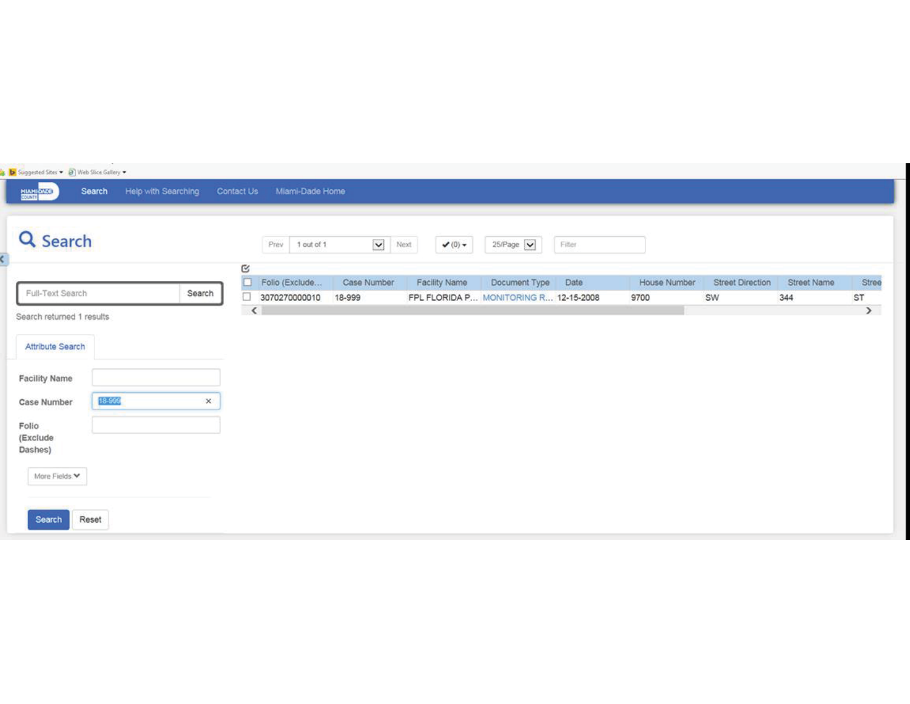Suggested Sites ▾ Web Slice Gallery ▾

MIAMI-DADE COUNTY | Search | Help with Searching | Contact Us | Miami-Dade Home

# Search

Full-Text Search | Search

Search returned 1 results

Attribute Search

Facility Name

Case Number 18-999

Folio (Exclude Dashes)

More Fields

Search Reset

Prev | 1 out of 1 | Next | ✔ (0) | 25/Page | Filter

| Folio (Exclude... | Case Number | Facility Name | Document Type | Date | House Number | Street Direction | Street Name | Stree |
|---|---|---|---|---|---|---|---|---|
| 3070270000010 | 18-999 | FPL FLORIDA P... | MONITORING R... | 12-15-2008 | 9700 | SW | 344 | ST |